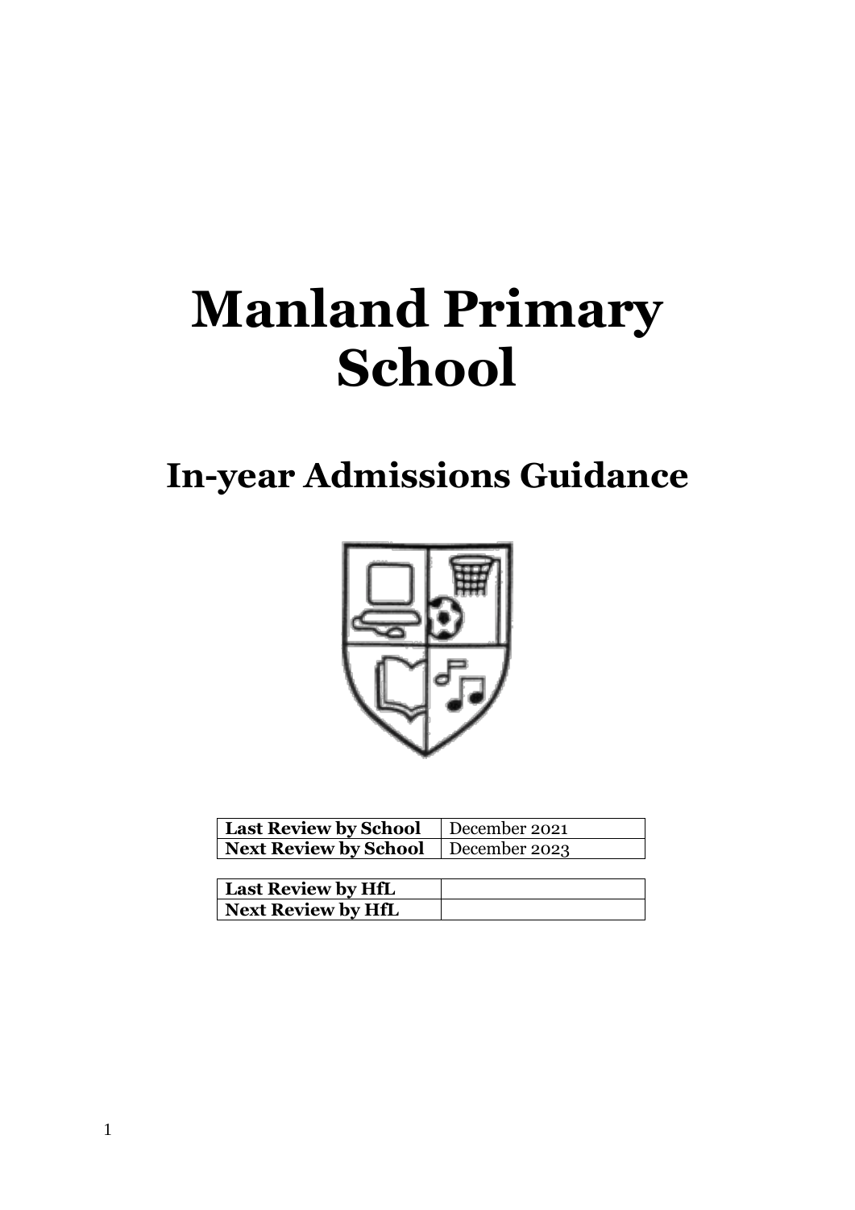# Manland Primary School

## In-year Admissions Guidance

| Last Review by School | December 2021 |
|---|---|
| Next Review by School | December 2023 |

| Last Review by HfL | |
|---|---|
| Next Review by HfL | |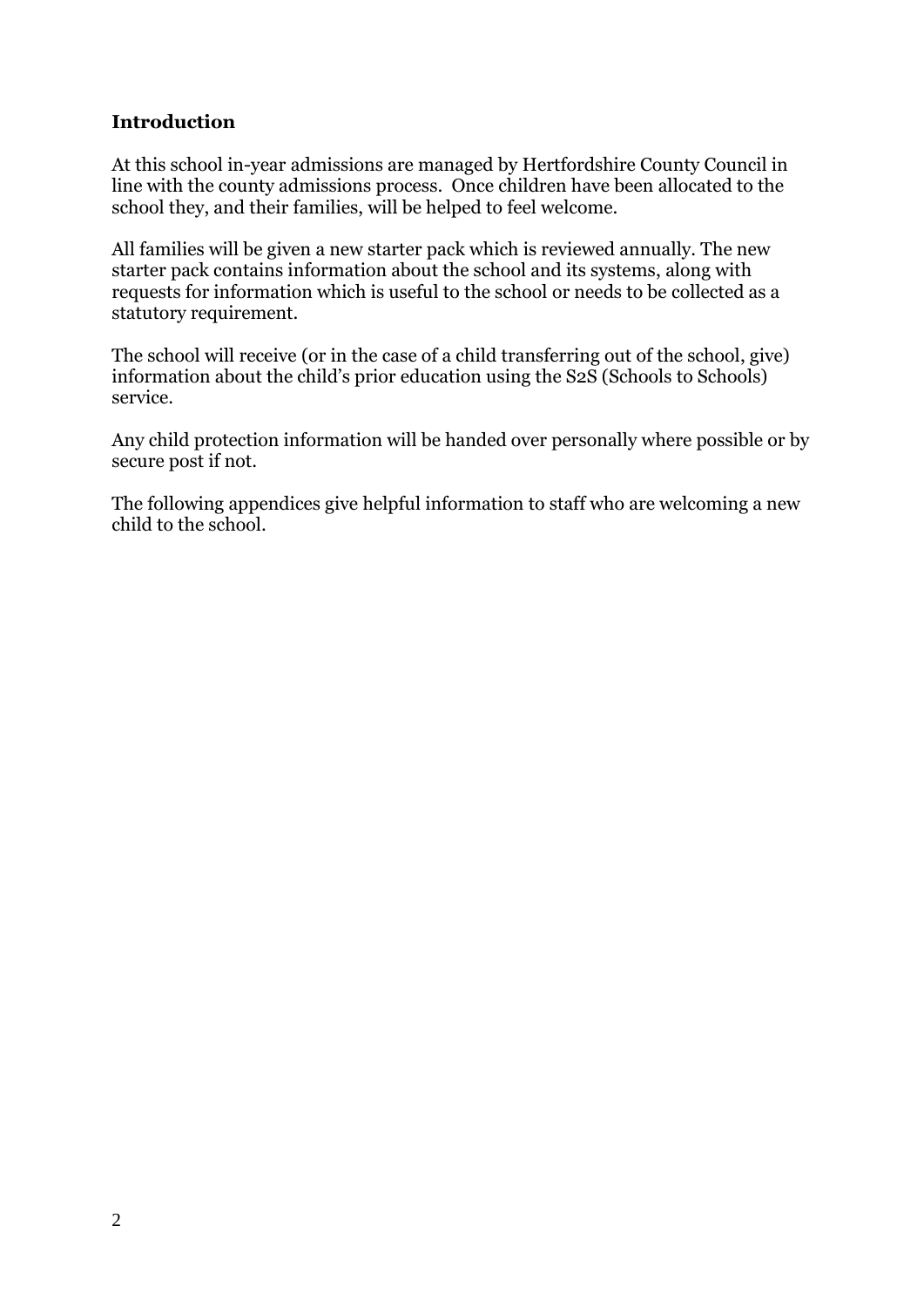## Introduction

At this school in-year admissions are managed by Hertfordshire County Council in line with the county admissions process. Once children have been allocated to the school they, and their families, will be helped to feel welcome.

All families will be given a new starter pack which is reviewed annually. The new starter pack contains information about the school and its systems, along with requests for information which is useful to the school or needs to be collected as a statutory requirement.

The school will receive (or in the case of a child transferring out of the school, give) information about the child's prior education using the S2S (Schools to Schools) service.

Any child protection information will be handed over personally where possible or by secure post if not.

The following appendices give helpful information to staff who are welcoming a new child to the school.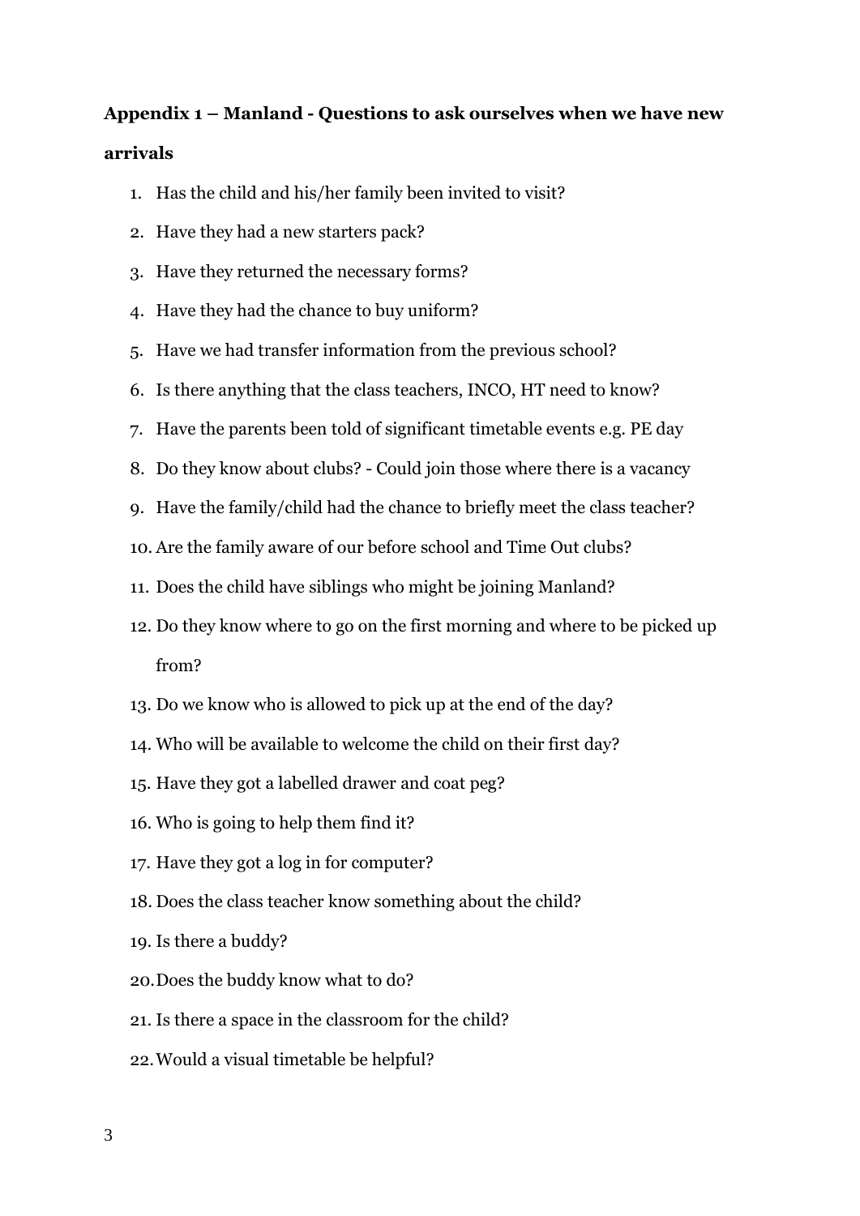**Appendix 1 – Manland - Questions to ask ourselves when we have new arrivals**

1. Has the child and his/her family been invited to visit?
2. Have they had a new starters pack?
3. Have they returned the necessary forms?
4. Have they had the chance to buy uniform?
5. Have we had transfer information from the previous school?
6. Is there anything that the class teachers, INCO, HT need to know?
7. Have the parents been told of significant timetable events e.g. PE day
8. Do they know about clubs? - Could join those where there is a vacancy
9. Have the family/child had the chance to briefly meet the class teacher?
10. Are the family aware of our before school and Time Out clubs?
11. Does the child have siblings who might be joining Manland?
12. Do they know where to go on the first morning and where to be picked up from?
13. Do we know who is allowed to pick up at the end of the day?
14. Who will be available to welcome the child on their first day?
15. Have they got a labelled drawer and coat peg?
16. Who is going to help them find it?
17. Have they got a log in for computer?
18. Does the class teacher know something about the child?
19. Is there a buddy?
20. Does the buddy know what to do?
21. Is there a space in the classroom for the child?
22. Would a visual timetable be helpful?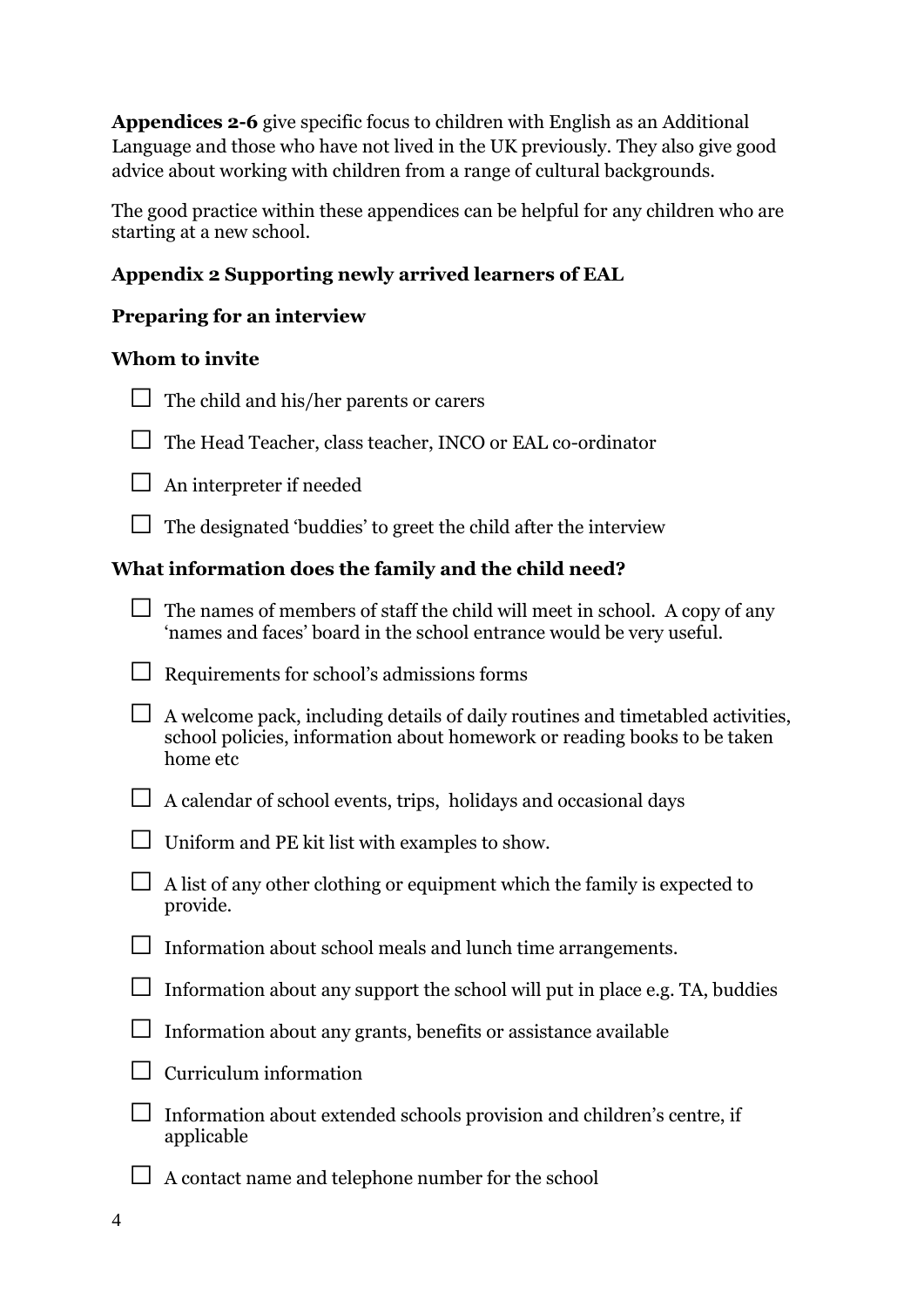**Appendices 2-6** give specific focus to children with English as an Additional Language and those who have not lived in the UK previously. They also give good advice about working with children from a range of cultural backgrounds.

The good practice within these appendices can be helpful for any children who are starting at a new school.

## Appendix 2 Supporting newly arrived learners of EAL

### Preparing for an interview

### Whom to invite

- ☐ The child and his/her parents or carers
- ☐ The Head Teacher, class teacher, INCO or EAL co-ordinator
- ☐ An interpreter if needed
- ☐ The designated 'buddies' to greet the child after the interview

### What information does the family and the child need?

- ☐ The names of members of staff the child will meet in school. A copy of any 'names and faces' board in the school entrance would be very useful.
- ☐ Requirements for school's admissions forms
- ☐ A welcome pack, including details of daily routines and timetabled activities, school policies, information about homework or reading books to be taken home etc
- ☐ A calendar of school events, trips, holidays and occasional days
- ☐ Uniform and PE kit list with examples to show.
- ☐ A list of any other clothing or equipment which the family is expected to provide.
- ☐ Information about school meals and lunch time arrangements.
- ☐ Information about any support the school will put in place e.g. TA, buddies
- ☐ Information about any grants, benefits or assistance available
- ☐ Curriculum information
- ☐ Information about extended schools provision and children's centre, if applicable
- ☐ A contact name and telephone number for the school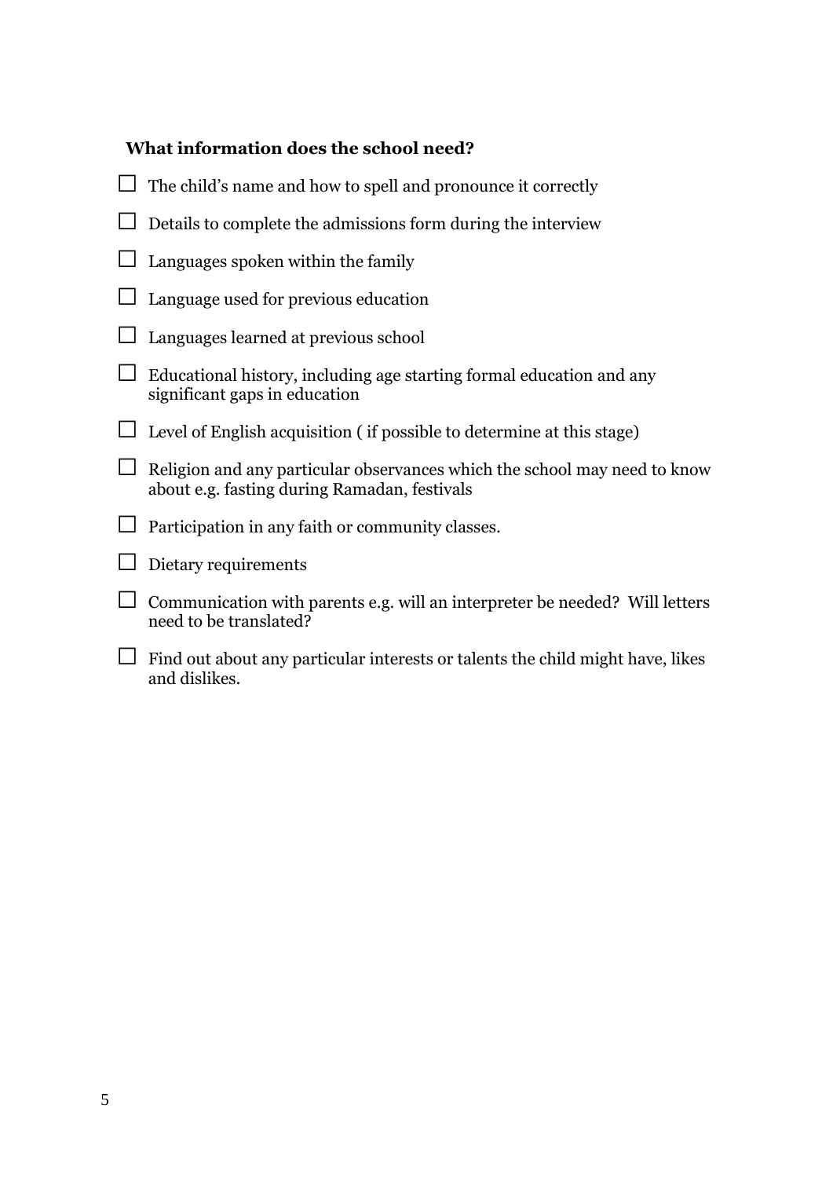**What information does the school need?**

- [ ] The child's name and how to spell and pronounce it correctly
- [ ] Details to complete the admissions form during the interview
- [ ] Languages spoken within the family
- [ ] Language used for previous education
- [ ] Languages learned at previous school
- [ ] Educational history, including age starting formal education and any significant gaps in education
- [ ] Level of English acquisition ( if possible to determine at this stage)
- [ ] Religion and any particular observances which the school may need to know about e.g. fasting during Ramadan, festivals
- [ ] Participation in any faith or community classes.
- [ ] Dietary requirements
- [ ] Communication with parents e.g. will an interpreter be needed? Will letters need to be translated?
- [ ] Find out about any particular interests or talents the child might have, likes and dislikes.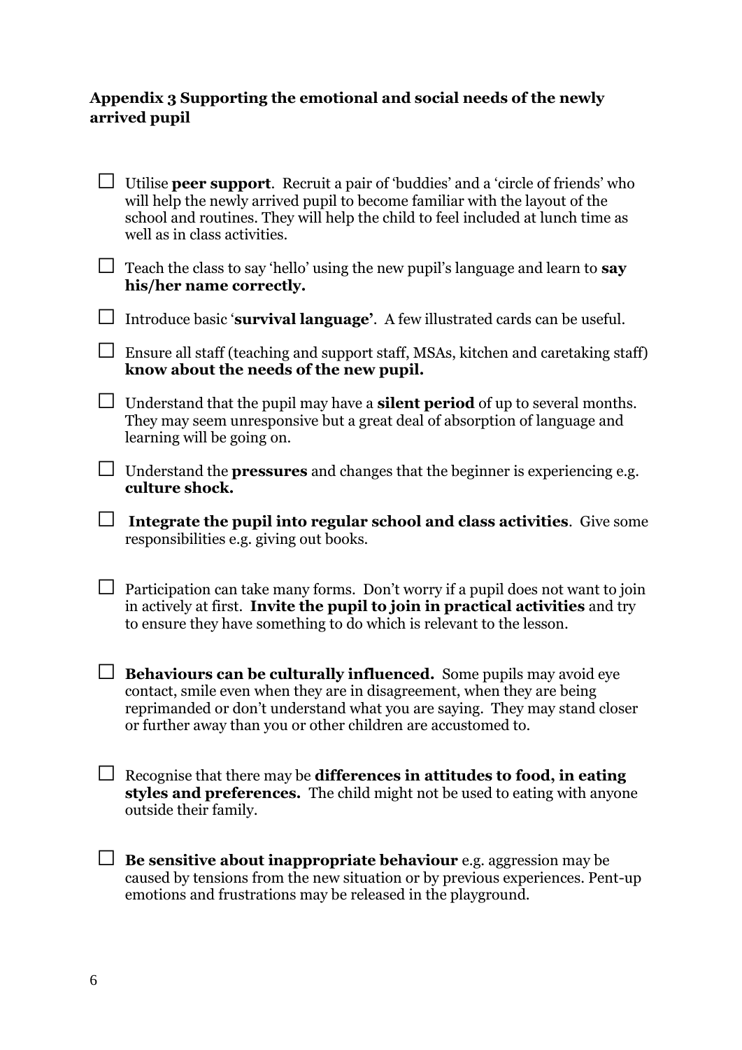**Appendix 3 Supporting the emotional and social needs of the newly arrived pupil**

- ☐ Utilise **peer support**. Recruit a pair of 'buddies' and a 'circle of friends' who will help the newly arrived pupil to become familiar with the layout of the school and routines. They will help the child to feel included at lunch time as well as in class activities.
- ☐ Teach the class to say 'hello' using the new pupil's language and learn to **say his/her name correctly.**
- ☐ Introduce basic '**survival language'**. A few illustrated cards can be useful.
- ☐ Ensure all staff (teaching and support staff, MSAs, kitchen and caretaking staff) **know about the needs of the new pupil.**
- ☐ Understand that the pupil may have a **silent period** of up to several months. They may seem unresponsive but a great deal of absorption of language and learning will be going on.
- ☐ Understand the **pressures** and changes that the beginner is experiencing e.g. **culture shock.**
- ☐ **Integrate the pupil into regular school and class activities**. Give some responsibilities e.g. giving out books.
- ☐ Participation can take many forms. Don't worry if a pupil does not want to join in actively at first. **Invite the pupil to join in practical activities** and try to ensure they have something to do which is relevant to the lesson.
- ☐ **Behaviours can be culturally influenced.** Some pupils may avoid eye contact, smile even when they are in disagreement, when they are being reprimanded or don't understand what you are saying. They may stand closer or further away than you or other children are accustomed to.
- ☐ Recognise that there may be **differences in attitudes to food, in eating styles and preferences.** The child might not be used to eating with anyone outside their family.
- ☐ **Be sensitive about inappropriate behaviour** e.g. aggression may be caused by tensions from the new situation or by previous experiences. Pent-up emotions and frustrations may be released in the playground.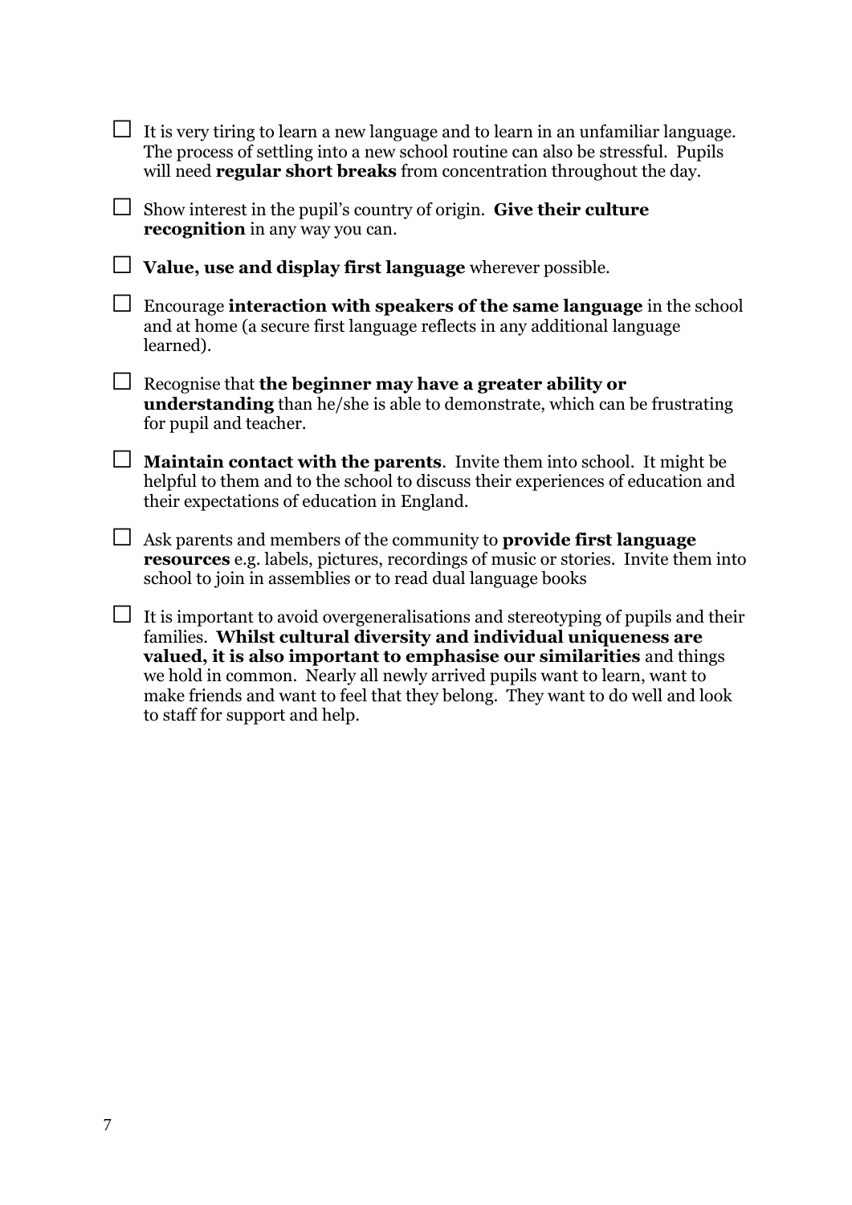- [ ] It is very tiring to learn a new language and to learn in an unfamiliar language. The process of settling into a new school routine can also be stressful. Pupils will need **regular short breaks** from concentration throughout the day.

- [ ] Show interest in the pupil's country of origin. **Give their culture recognition** in any way you can.

- [ ] **Value, use and display first language** wherever possible.

- [ ] Encourage **interaction with speakers of the same language** in the school and at home (a secure first language reflects in any additional language learned).

- [ ] Recognise that **the beginner may have a greater ability or understanding** than he/she is able to demonstrate, which can be frustrating for pupil and teacher.

- [ ] **Maintain contact with the parents**. Invite them into school. It might be helpful to them and to the school to discuss their experiences of education and their expectations of education in England.

- [ ] Ask parents and members of the community to **provide first language resources** e.g. labels, pictures, recordings of music or stories. Invite them into school to join in assemblies or to read dual language books

- [ ] It is important to avoid overgeneralisations and stereotyping of pupils and their families. **Whilst cultural diversity and individual uniqueness are valued, it is also important to emphasise our similarities** and things we hold in common. Nearly all newly arrived pupils want to learn, want to make friends and want to feel that they belong. They want to do well and look to staff for support and help.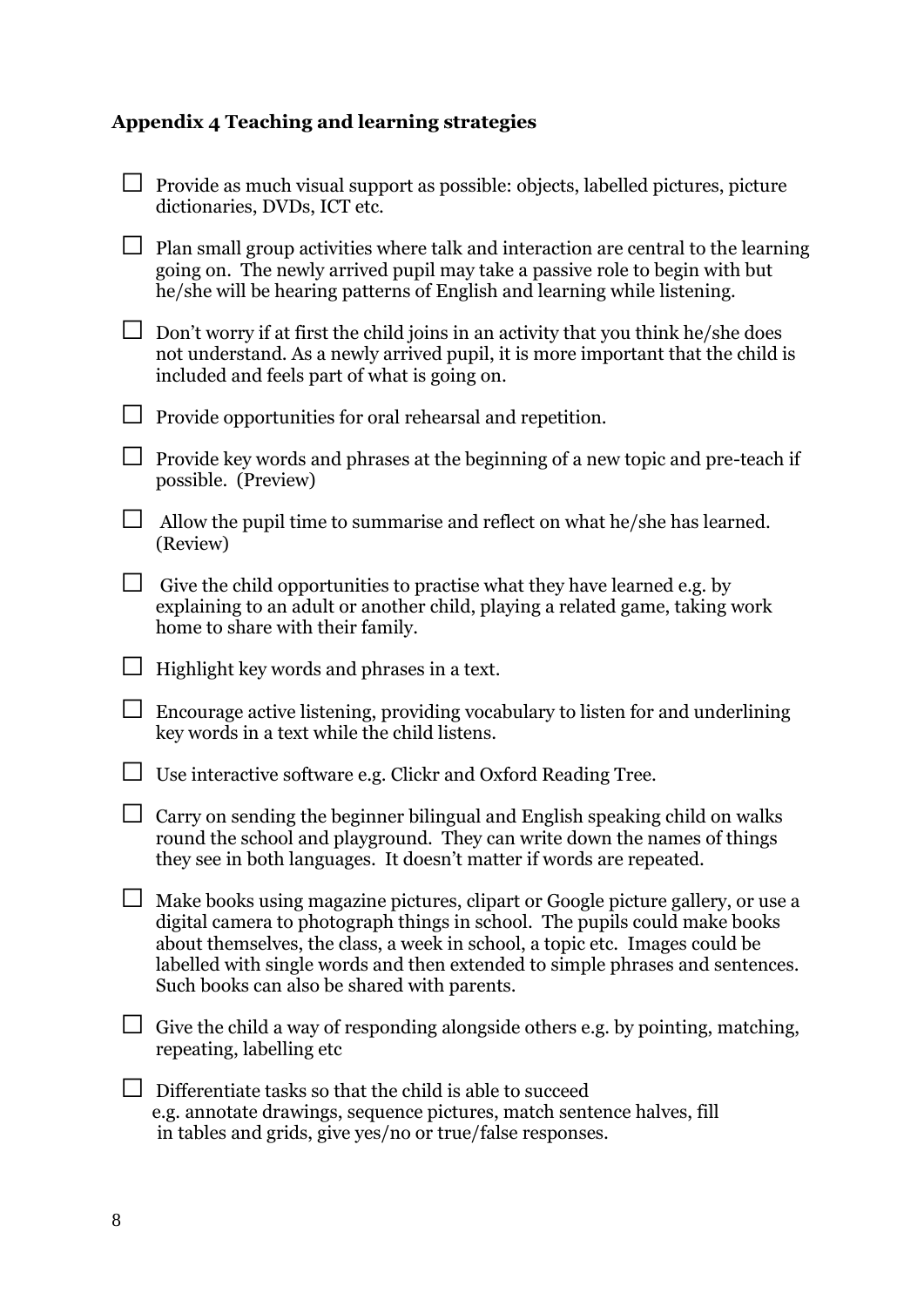**Appendix 4 Teaching and learning strategies**

- [ ] Provide as much visual support as possible: objects, labelled pictures, picture dictionaries, DVDs, ICT etc.
- [ ] Plan small group activities where talk and interaction are central to the learning going on. The newly arrived pupil may take a passive role to begin with but he/she will be hearing patterns of English and learning while listening.
- [ ] Don't worry if at first the child joins in an activity that you think he/she does not understand. As a newly arrived pupil, it is more important that the child is included and feels part of what is going on.
- [ ] Provide opportunities for oral rehearsal and repetition.
- [ ] Provide key words and phrases at the beginning of a new topic and pre-teach if possible. (Preview)
- [ ] Allow the pupil time to summarise and reflect on what he/she has learned. (Review)
- [ ] Give the child opportunities to practise what they have learned e.g. by explaining to an adult or another child, playing a related game, taking work home to share with their family.
- [ ] Highlight key words and phrases in a text.
- [ ] Encourage active listening, providing vocabulary to listen for and underlining key words in a text while the child listens.
- [ ] Use interactive software e.g. Clickr and Oxford Reading Tree.
- [ ] Carry on sending the beginner bilingual and English speaking child on walks round the school and playground. They can write down the names of things they see in both languages. It doesn't matter if words are repeated.
- [ ] Make books using magazine pictures, clipart or Google picture gallery, or use a digital camera to photograph things in school. The pupils could make books about themselves, the class, a week in school, a topic etc. Images could be labelled with single words and then extended to simple phrases and sentences. Such books can also be shared with parents.
- [ ] Give the child a way of responding alongside others e.g. by pointing, matching, repeating, labelling etc
- [ ] Differentiate tasks so that the child is able to succeed e.g. annotate drawings, sequence pictures, match sentence halves, fill in tables and grids, give yes/no or true/false responses.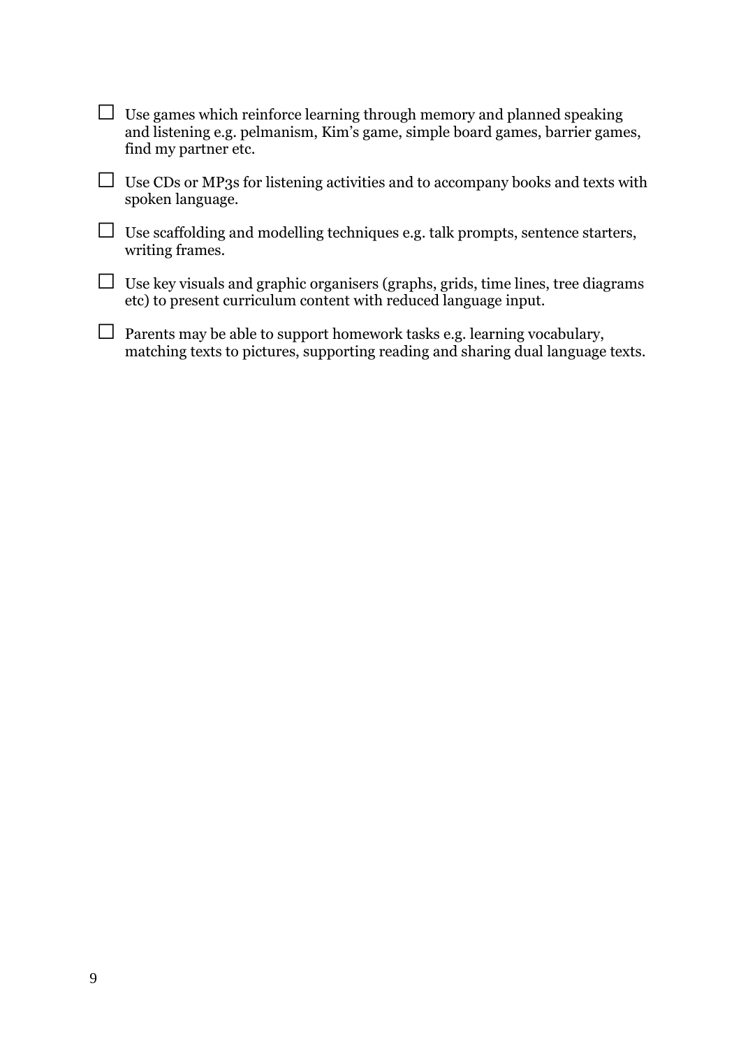- ☐ Use games which reinforce learning through memory and planned speaking and listening e.g. pelmanism, Kim's game, simple board games, barrier games, find my partner etc.
- ☐ Use CDs or MP3s for listening activities and to accompany books and texts with spoken language.
- ☐ Use scaffolding and modelling techniques e.g. talk prompts, sentence starters, writing frames.
- ☐ Use key visuals and graphic organisers (graphs, grids, time lines, tree diagrams etc) to present curriculum content with reduced language input.
- ☐ Parents may be able to support homework tasks e.g. learning vocabulary, matching texts to pictures, supporting reading and sharing dual language texts.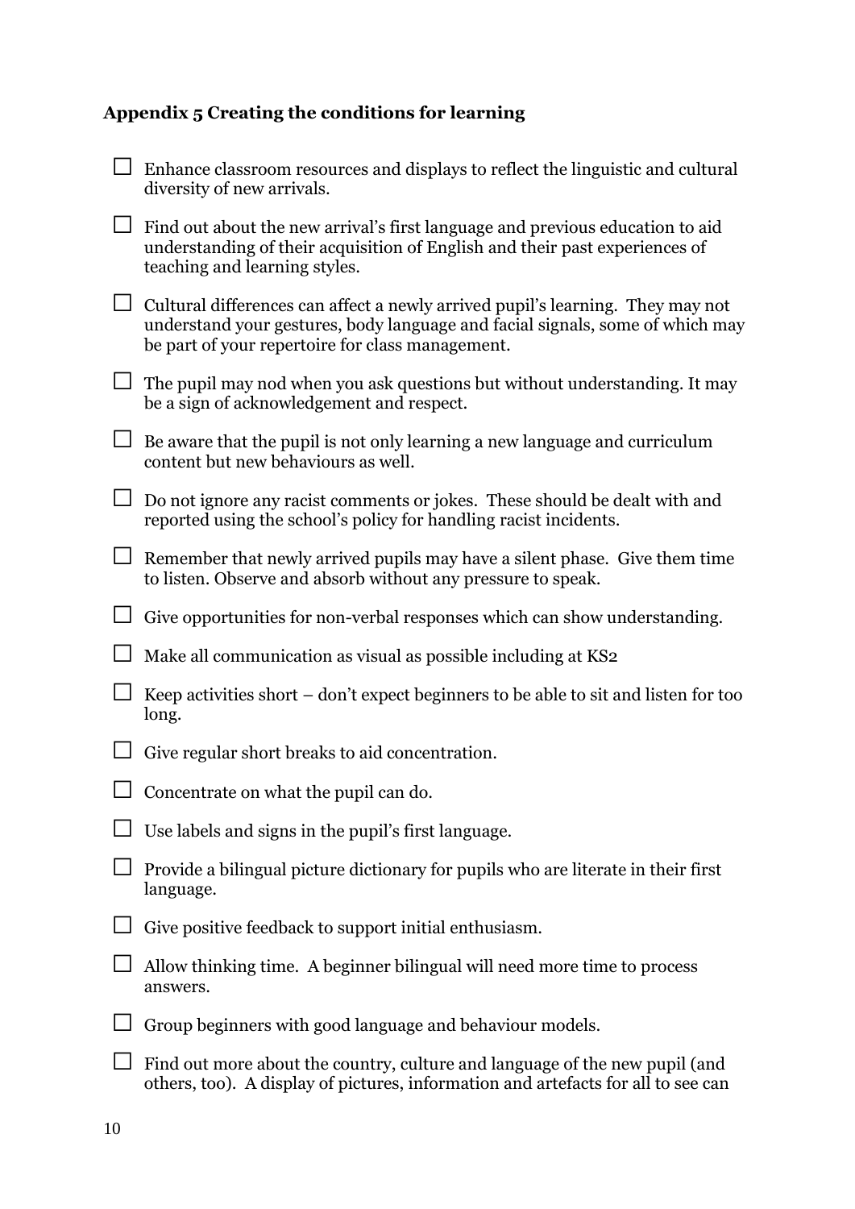## Appendix 5 Creating the conditions for learning

- ☐ Enhance classroom resources and displays to reflect the linguistic and cultural diversity of new arrivals.
- ☐ Find out about the new arrival's first language and previous education to aid understanding of their acquisition of English and their past experiences of teaching and learning styles.
- ☐ Cultural differences can affect a newly arrived pupil's learning. They may not understand your gestures, body language and facial signals, some of which may be part of your repertoire for class management.
- ☐ The pupil may nod when you ask questions but without understanding. It may be a sign of acknowledgement and respect.
- ☐ Be aware that the pupil is not only learning a new language and curriculum content but new behaviours as well.
- ☐ Do not ignore any racist comments or jokes. These should be dealt with and reported using the school's policy for handling racist incidents.
- ☐ Remember that newly arrived pupils may have a silent phase. Give them time to listen. Observe and absorb without any pressure to speak.
- ☐ Give opportunities for non-verbal responses which can show understanding.
- ☐ Make all communication as visual as possible including at KS2
- ☐ Keep activities short – don't expect beginners to be able to sit and listen for too long.
- ☐ Give regular short breaks to aid concentration.
- ☐ Concentrate on what the pupil can do.
- ☐ Use labels and signs in the pupil's first language.
- ☐ Provide a bilingual picture dictionary for pupils who are literate in their first language.
- ☐ Give positive feedback to support initial enthusiasm.
- ☐ Allow thinking time. A beginner bilingual will need more time to process answers.
- ☐ Group beginners with good language and behaviour models.
- ☐ Find out more about the country, culture and language of the new pupil (and others, too). A display of pictures, information and artefacts for all to see can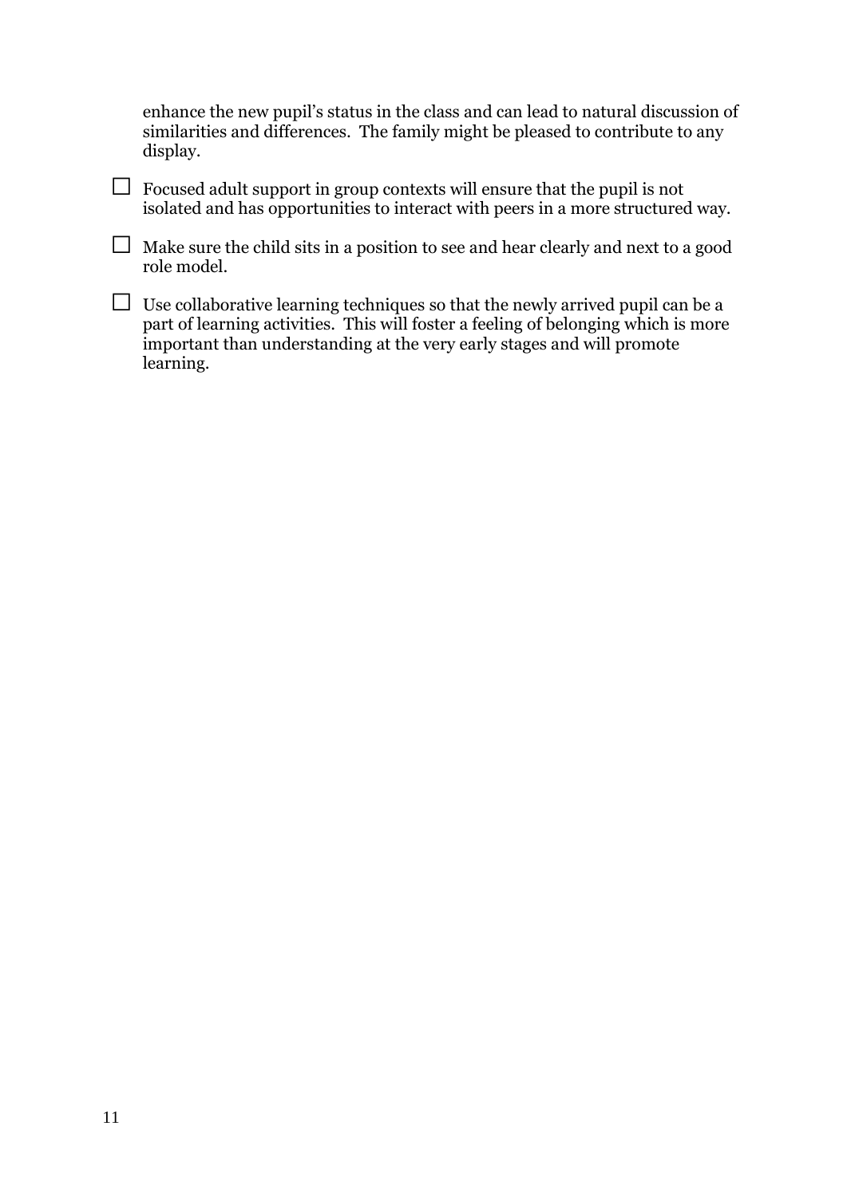enhance the new pupil's status in the class and can lead to natural discussion of similarities and differences. The family might be pleased to contribute to any display.

- ☐ Focused adult support in group contexts will ensure that the pupil is not isolated and has opportunities to interact with peers in a more structured way.
- ☐ Make sure the child sits in a position to see and hear clearly and next to a good role model.
- ☐ Use collaborative learning techniques so that the newly arrived pupil can be a part of learning activities. This will foster a feeling of belonging which is more important than understanding at the very early stages and will promote learning.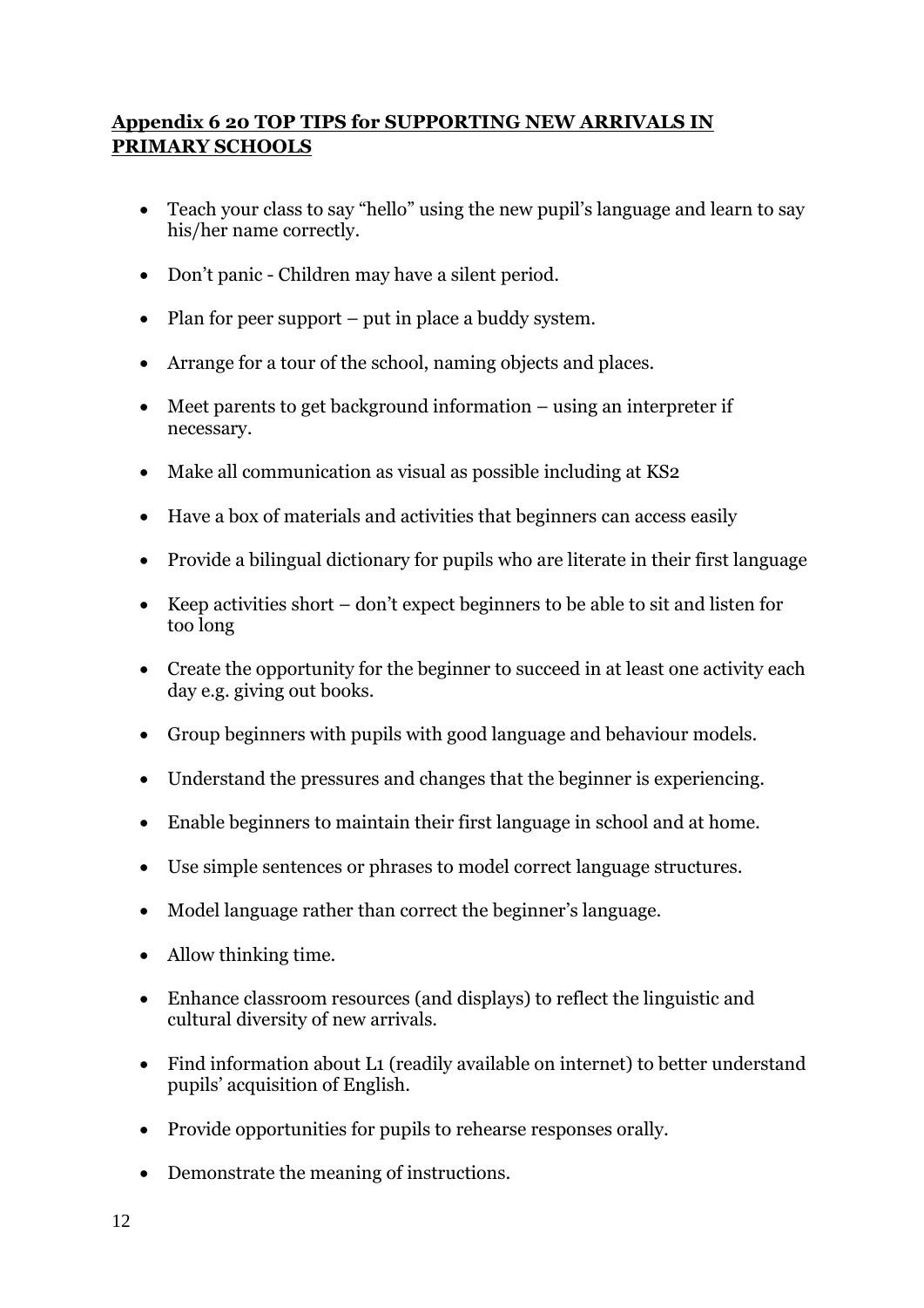## **Appendix 6 20 TOP TIPS for SUPPORTING NEW ARRIVALS IN PRIMARY SCHOOLS**

- Teach your class to say "hello" using the new pupil's language and learn to say his/her name correctly.
- Don't panic - Children may have a silent period.
- Plan for peer support – put in place a buddy system.
- Arrange for a tour of the school, naming objects and places.
- Meet parents to get background information – using an interpreter if necessary.
- Make all communication as visual as possible including at KS2
- Have a box of materials and activities that beginners can access easily
- Provide a bilingual dictionary for pupils who are literate in their first language
- Keep activities short – don't expect beginners to be able to sit and listen for too long
- Create the opportunity for the beginner to succeed in at least one activity each day e.g. giving out books.
- Group beginners with pupils with good language and behaviour models.
- Understand the pressures and changes that the beginner is experiencing.
- Enable beginners to maintain their first language in school and at home.
- Use simple sentences or phrases to model correct language structures.
- Model language rather than correct the beginner's language.
- Allow thinking time.
- Enhance classroom resources (and displays) to reflect the linguistic and cultural diversity of new arrivals.
- Find information about L1 (readily available on internet) to better understand pupils' acquisition of English.
- Provide opportunities for pupils to rehearse responses orally.
- Demonstrate the meaning of instructions.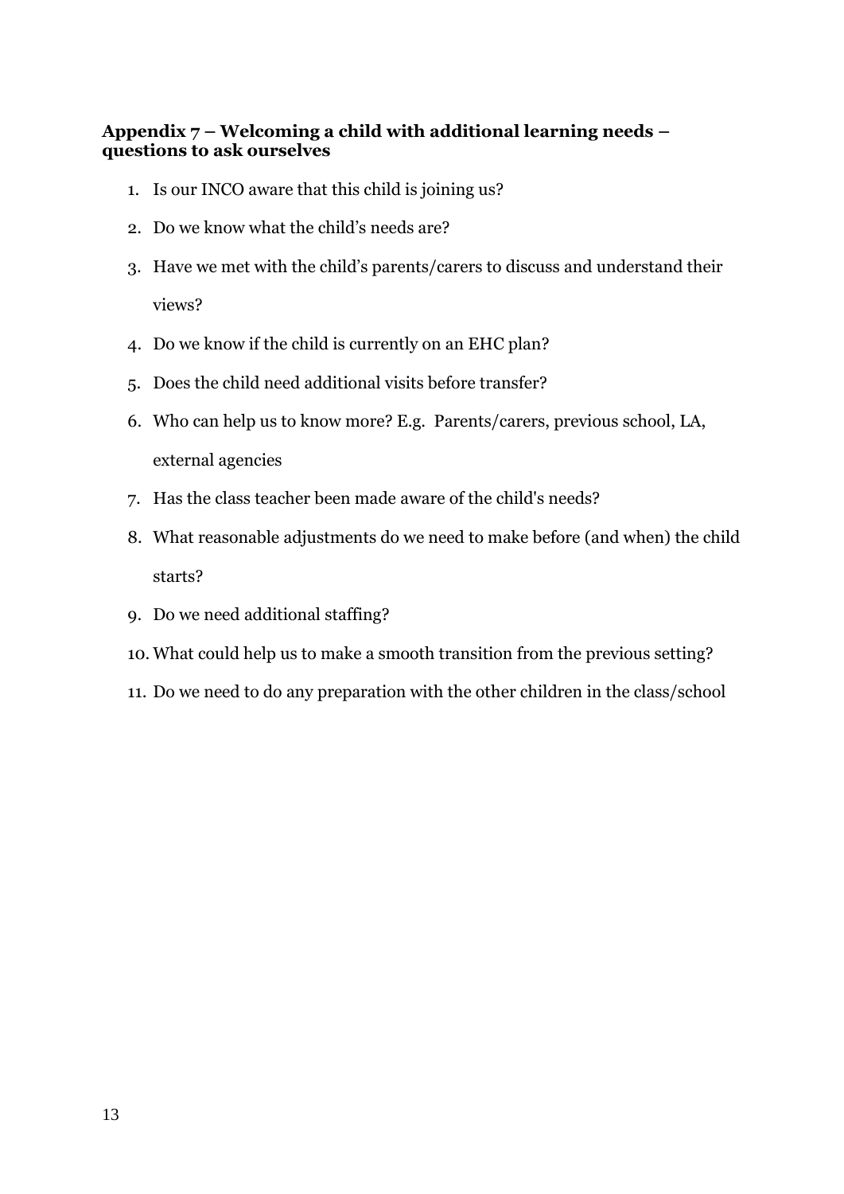**Appendix 7 – Welcoming a child with additional learning needs – questions to ask ourselves**

1. Is our INCO aware that this child is joining us?
2. Do we know what the child's needs are?
3. Have we met with the child's parents/carers to discuss and understand their views?
4. Do we know if the child is currently on an EHC plan?
5. Does the child need additional visits before transfer?
6. Who can help us to know more? E.g. Parents/carers, previous school, LA, external agencies
7. Has the class teacher been made aware of the child's needs?
8. What reasonable adjustments do we need to make before (and when) the child starts?
9. Do we need additional staffing?
10. What could help us to make a smooth transition from the previous setting?
11. Do we need to do any preparation with the other children in the class/school